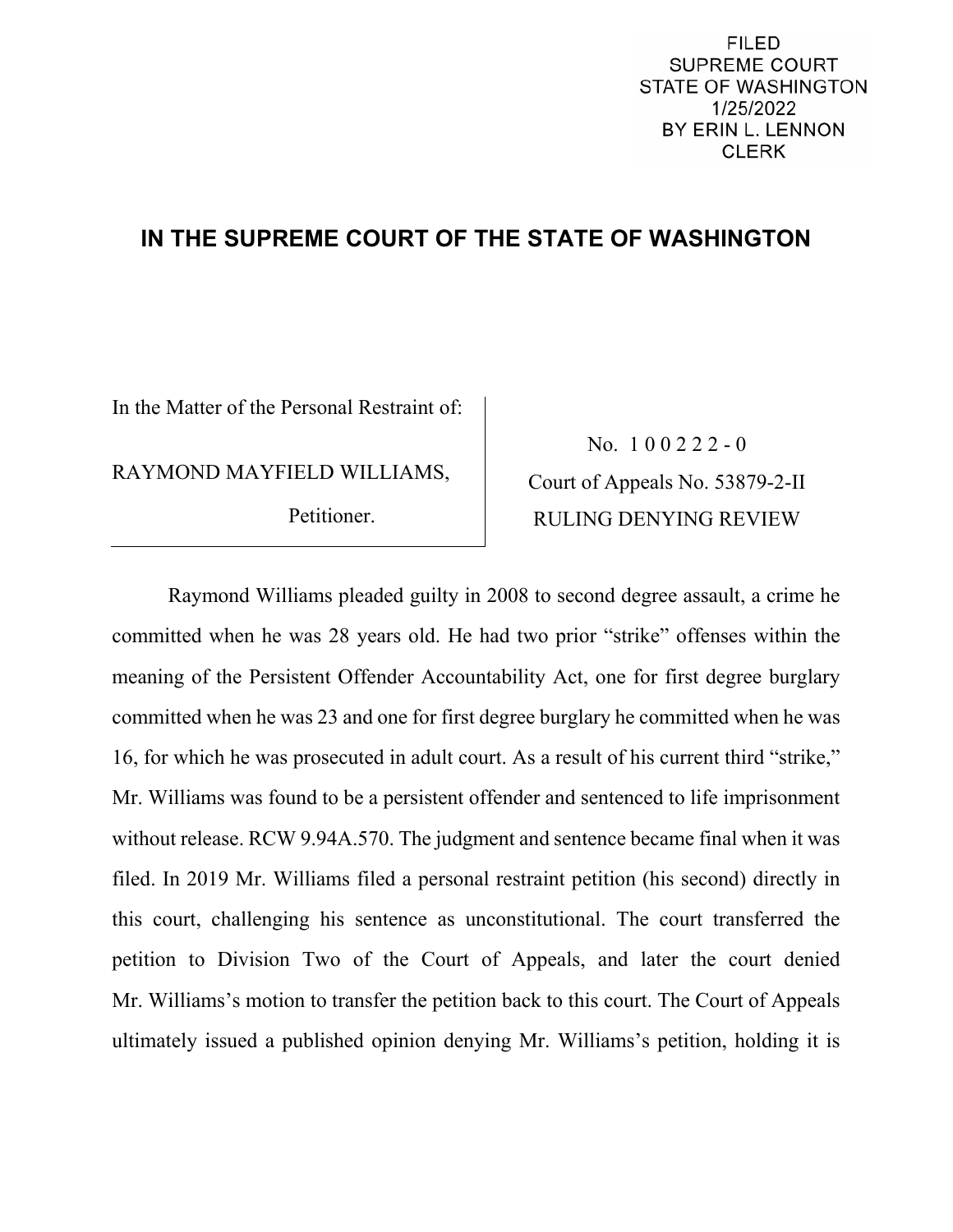FILED
SUPREME COURT
STATE OF WASHINGTON
1/25/2022
BY ERIN L. LENNON
CLERK

# IN THE SUPREME COURT OF THE STATE OF WASHINGTON

| In the Matter of the Personal Restraint of: | No. 1 0 0 2 2 2 - 0 |
|---|---|
| RAYMOND MAYFIELD WILLIAMS, | Court of Appeals No. 53879-2-II |
| Petitioner. | RULING DENYING REVIEW |

Raymond Williams pleaded guilty in 2008 to second degree assault, a crime he committed when he was 28 years old. He had two prior "strike" offenses within the meaning of the Persistent Offender Accountability Act, one for first degree burglary committed when he was 23 and one for first degree burglary he committed when he was 16, for which he was prosecuted in adult court. As a result of his current third "strike," Mr. Williams was found to be a persistent offender and sentenced to life imprisonment without release. RCW 9.94A.570. The judgment and sentence became final when it was filed. In 2019 Mr. Williams filed a personal restraint petition (his second) directly in this court, challenging his sentence as unconstitutional. The court transferred the petition to Division Two of the Court of Appeals, and later the court denied Mr. Williams's motion to transfer the petition back to this court. The Court of Appeals ultimately issued a published opinion denying Mr. Williams's petition, holding it is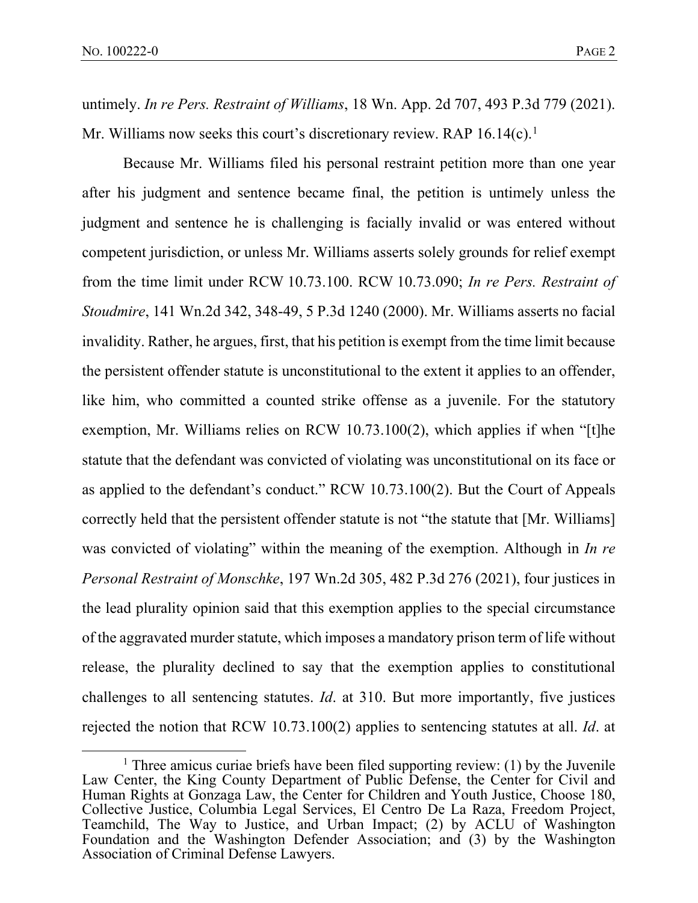untimely. *In re Pers. Restraint of Williams*, 18 Wn. App. 2d 707, 493 P.3d 779 (2021). Mr. Williams now seeks this court's discretionary review. RAP 16.14(c).[1]

Because Mr. Williams filed his personal restraint petition more than one year after his judgment and sentence became final, the petition is untimely unless the judgment and sentence he is challenging is facially invalid or was entered without competent jurisdiction, or unless Mr. Williams asserts solely grounds for relief exempt from the time limit under RCW 10.73.100. RCW 10.73.090; *In re Pers. Restraint of Stoudmire*, 141 Wn.2d 342, 348-49, 5 P.3d 1240 (2000). Mr. Williams asserts no facial invalidity. Rather, he argues, first, that his petition is exempt from the time limit because the persistent offender statute is unconstitutional to the extent it applies to an offender, like him, who committed a counted strike offense as a juvenile. For the statutory exemption, Mr. Williams relies on RCW 10.73.100(2), which applies if when "[t]he statute that the defendant was convicted of violating was unconstitutional on its face or as applied to the defendant's conduct." RCW 10.73.100(2). But the Court of Appeals correctly held that the persistent offender statute is not "the statute that [Mr. Williams] was convicted of violating" within the meaning of the exemption. Although in *In re Personal Restraint of Monschke*, 197 Wn.2d 305, 482 P.3d 276 (2021), four justices in the lead plurality opinion said that this exemption applies to the special circumstance of the aggravated murder statute, which imposes a mandatory prison term of life without release, the plurality declined to say that the exemption applies to constitutional challenges to all sentencing statutes. *Id*. at 310. But more importantly, five justices rejected the notion that RCW 10.73.100(2) applies to sentencing statutes at all. *Id*. at

[1] Three amicus curiae briefs have been filed supporting review: (1) by the Juvenile Law Center, the King County Department of Public Defense, the Center for Civil and Human Rights at Gonzaga Law, the Center for Children and Youth Justice, Choose 180, Collective Justice, Columbia Legal Services, El Centro De La Raza, Freedom Project, Teamchild, The Way to Justice, and Urban Impact; (2) by ACLU of Washington Foundation and the Washington Defender Association; and (3) by the Washington Association of Criminal Defense Lawyers.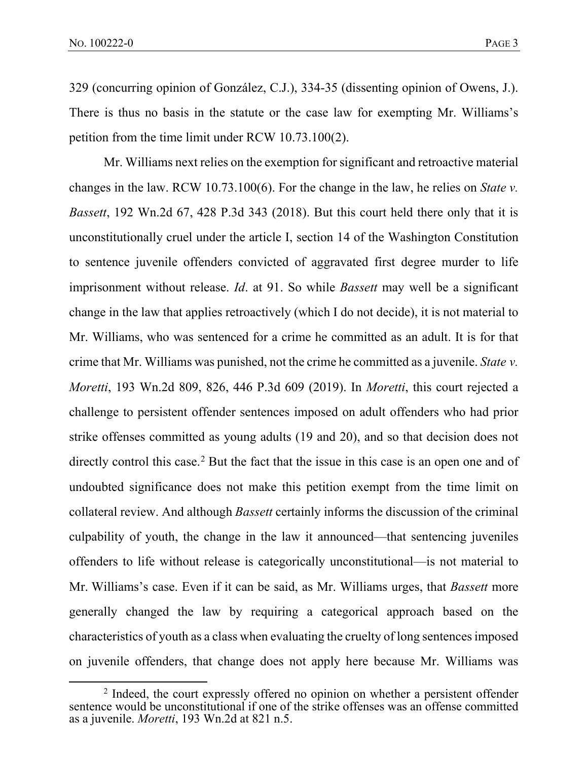329 (concurring opinion of González, C.J.), 334-35 (dissenting opinion of Owens, J.). There is thus no basis in the statute or the case law for exempting Mr. Williams's petition from the time limit under RCW 10.73.100(2).

Mr. Williams next relies on the exemption for significant and retroactive material changes in the law. RCW 10.73.100(6). For the change in the law, he relies on *State v. Bassett*, 192 Wn.2d 67, 428 P.3d 343 (2018). But this court held there only that it is unconstitutionally cruel under the article I, section 14 of the Washington Constitution to sentence juvenile offenders convicted of aggravated first degree murder to life imprisonment without release. *Id*. at 91. So while *Bassett* may well be a significant change in the law that applies retroactively (which I do not decide), it is not material to Mr. Williams, who was sentenced for a crime he committed as an adult. It is for that crime that Mr. Williams was punished, not the crime he committed as a juvenile. *State v. Moretti*, 193 Wn.2d 809, 826, 446 P.3d 609 (2019). In *Moretti*, this court rejected a challenge to persistent offender sentences imposed on adult offenders who had prior strike offenses committed as young adults (19 and 20), and so that decision does not directly control this case.[2] But the fact that the issue in this case is an open one and of undoubted significance does not make this petition exempt from the time limit on collateral review. And although *Bassett* certainly informs the discussion of the criminal culpability of youth, the change in the law it announced—that sentencing juveniles offenders to life without release is categorically unconstitutional—is not material to Mr. Williams's case. Even if it can be said, as Mr. Williams urges, that *Bassett* more generally changed the law by requiring a categorical approach based on the characteristics of youth as a class when evaluating the cruelty of long sentences imposed on juvenile offenders, that change does not apply here because Mr. Williams was

---

[2] Indeed, the court expressly offered no opinion on whether a persistent offender sentence would be unconstitutional if one of the strike offenses was an offense committed as a juvenile. *Moretti*, 193 Wn.2d at 821 n.5.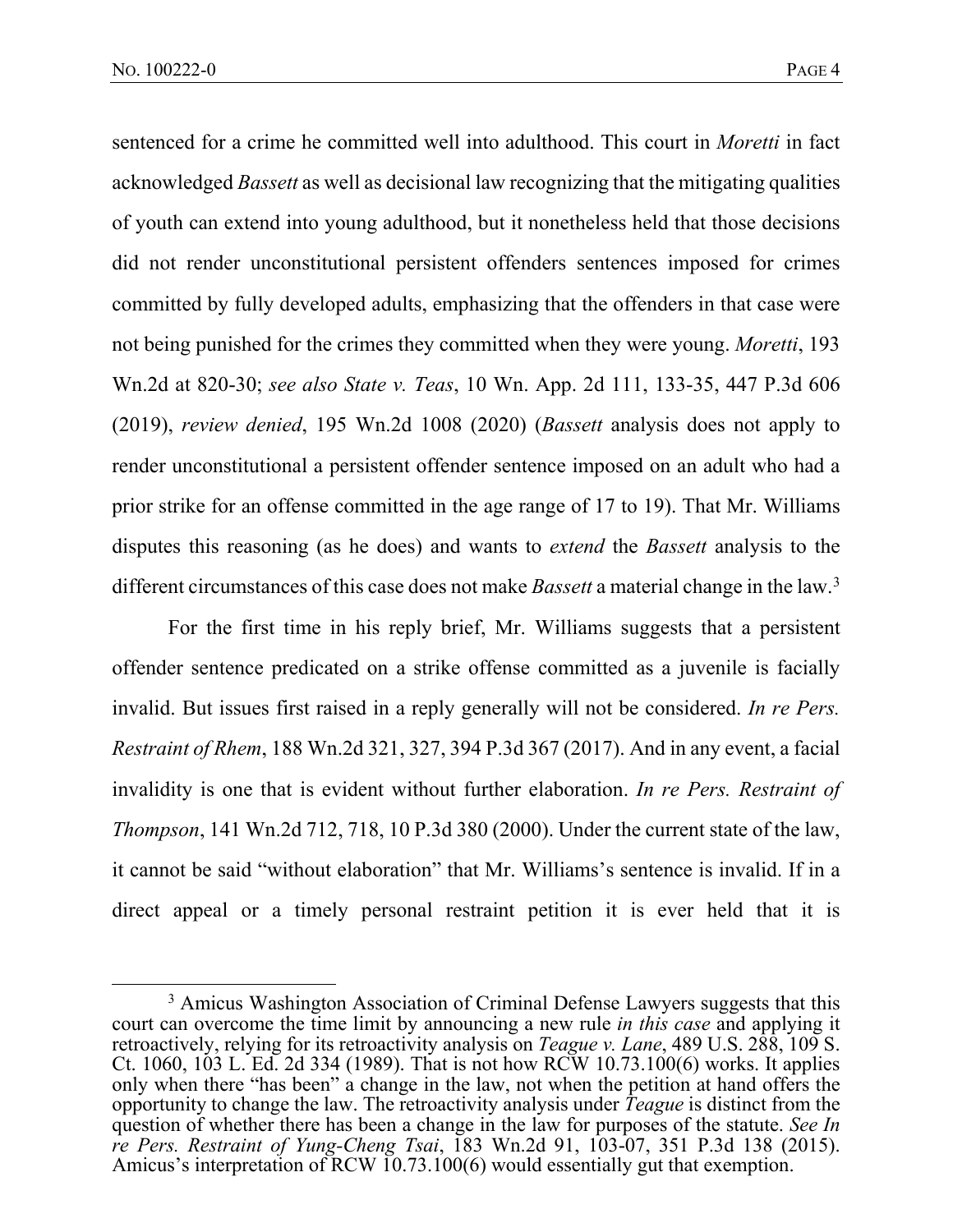sentenced for a crime he committed well into adulthood. This court in *Moretti* in fact acknowledged *Bassett* as well as decisional law recognizing that the mitigating qualities of youth can extend into young adulthood, but it nonetheless held that those decisions did not render unconstitutional persistent offenders sentences imposed for crimes committed by fully developed adults, emphasizing that the offenders in that case were not being punished for the crimes they committed when they were young. *Moretti*, 193 Wn.2d at 820-30; *see also State v. Teas*, 10 Wn. App. 2d 111, 133-35, 447 P.3d 606 (2019), *review denied*, 195 Wn.2d 1008 (2020) (*Bassett* analysis does not apply to render unconstitutional a persistent offender sentence imposed on an adult who had a prior strike for an offense committed in the age range of 17 to 19). That Mr. Williams disputes this reasoning (as he does) and wants to *extend* the *Bassett* analysis to the different circumstances of this case does not make *Bassett* a material change in the law.[3]

For the first time in his reply brief, Mr. Williams suggests that a persistent offender sentence predicated on a strike offense committed as a juvenile is facially invalid. But issues first raised in a reply generally will not be considered. *In re Pers. Restraint of Rhem*, 188 Wn.2d 321, 327, 394 P.3d 367 (2017). And in any event, a facial invalidity is one that is evident without further elaboration. *In re Pers. Restraint of Thompson*, 141 Wn.2d 712, 718, 10 P.3d 380 (2000). Under the current state of the law, it cannot be said "without elaboration" that Mr. Williams's sentence is invalid. If in a direct appeal or a timely personal restraint petition it is ever held that it is

---

[3] Amicus Washington Association of Criminal Defense Lawyers suggests that this court can overcome the time limit by announcing a new rule *in this case* and applying it retroactively, relying for its retroactivity analysis on *Teague v. Lane*, 489 U.S. 288, 109 S. Ct. 1060, 103 L. Ed. 2d 334 (1989). That is not how RCW 10.73.100(6) works. It applies only when there "has been" a change in the law, not when the petition at hand offers the opportunity to change the law. The retroactivity analysis under *Teague* is distinct from the question of whether there has been a change in the law for purposes of the statute. *See In re Pers. Restraint of Yung-Cheng Tsai*, 183 Wn.2d 91, 103-07, 351 P.3d 138 (2015). Amicus's interpretation of RCW 10.73.100(6) would essentially gut that exemption.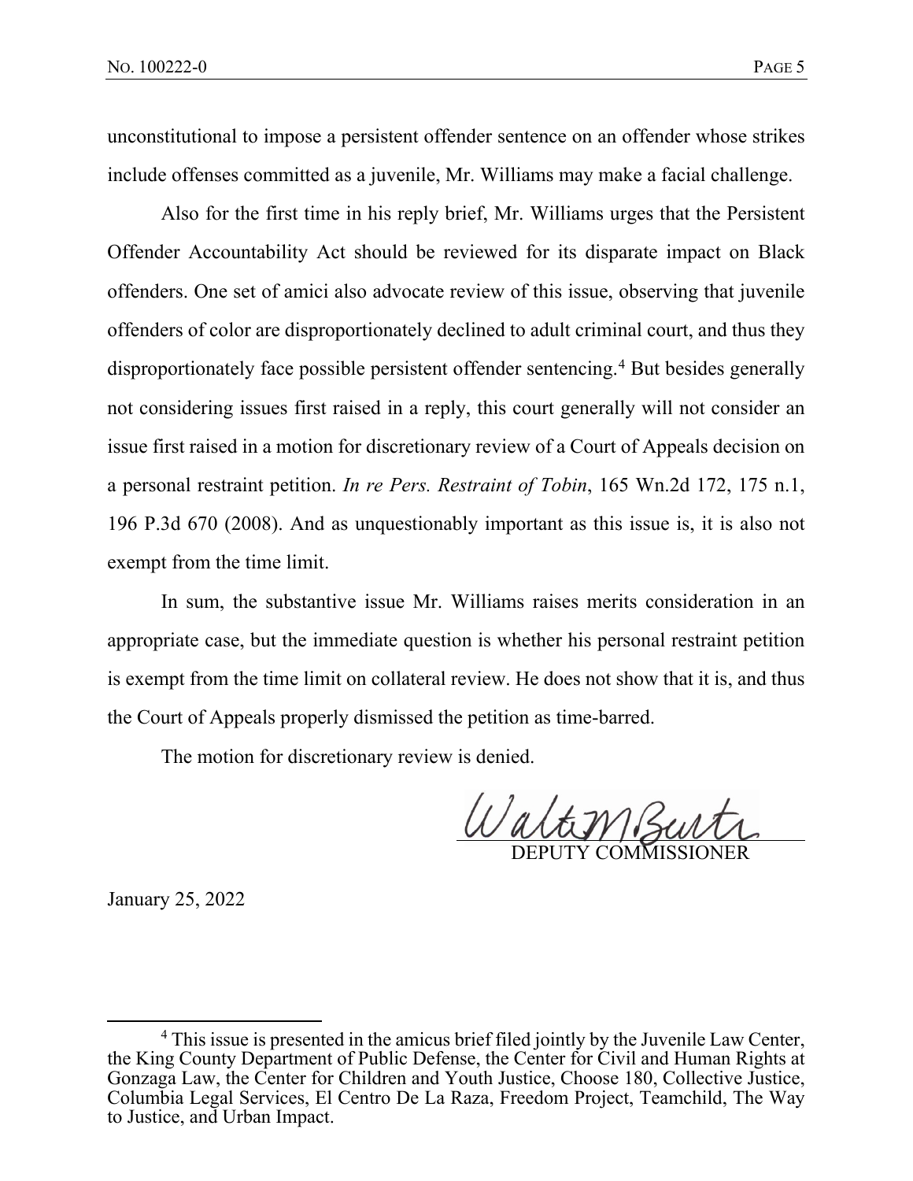unconstitutional to impose a persistent offender sentence on an offender whose strikes include offenses committed as a juvenile, Mr. Williams may make a facial challenge.

Also for the first time in his reply brief, Mr. Williams urges that the Persistent Offender Accountability Act should be reviewed for its disparate impact on Black offenders. One set of amici also advocate review of this issue, observing that juvenile offenders of color are disproportionately declined to adult criminal court, and thus they disproportionately face possible persistent offender sentencing.[4] But besides generally not considering issues first raised in a reply, this court generally will not consider an issue first raised in a motion for discretionary review of a Court of Appeals decision on a personal restraint petition. *In re Pers. Restraint of Tobin*, 165 Wn.2d 172, 175 n.1, 196 P.3d 670 (2008). And as unquestionably important as this issue is, it is also not exempt from the time limit.

In sum, the substantive issue Mr. Williams raises merits consideration in an appropriate case, but the immediate question is whether his personal restraint petition is exempt from the time limit on collateral review. He does not show that it is, and thus the Court of Appeals properly dismissed the petition as time-barred.

The motion for discretionary review is denied.

Walter M. Burton
DEPUTY COMMISSIONER

January 25, 2022

---

[4] This issue is presented in the amicus brief filed jointly by the Juvenile Law Center, the King County Department of Public Defense, the Center for Civil and Human Rights at Gonzaga Law, the Center for Children and Youth Justice, Choose 180, Collective Justice, Columbia Legal Services, El Centro De La Raza, Freedom Project, Teamchild, The Way to Justice, and Urban Impact.